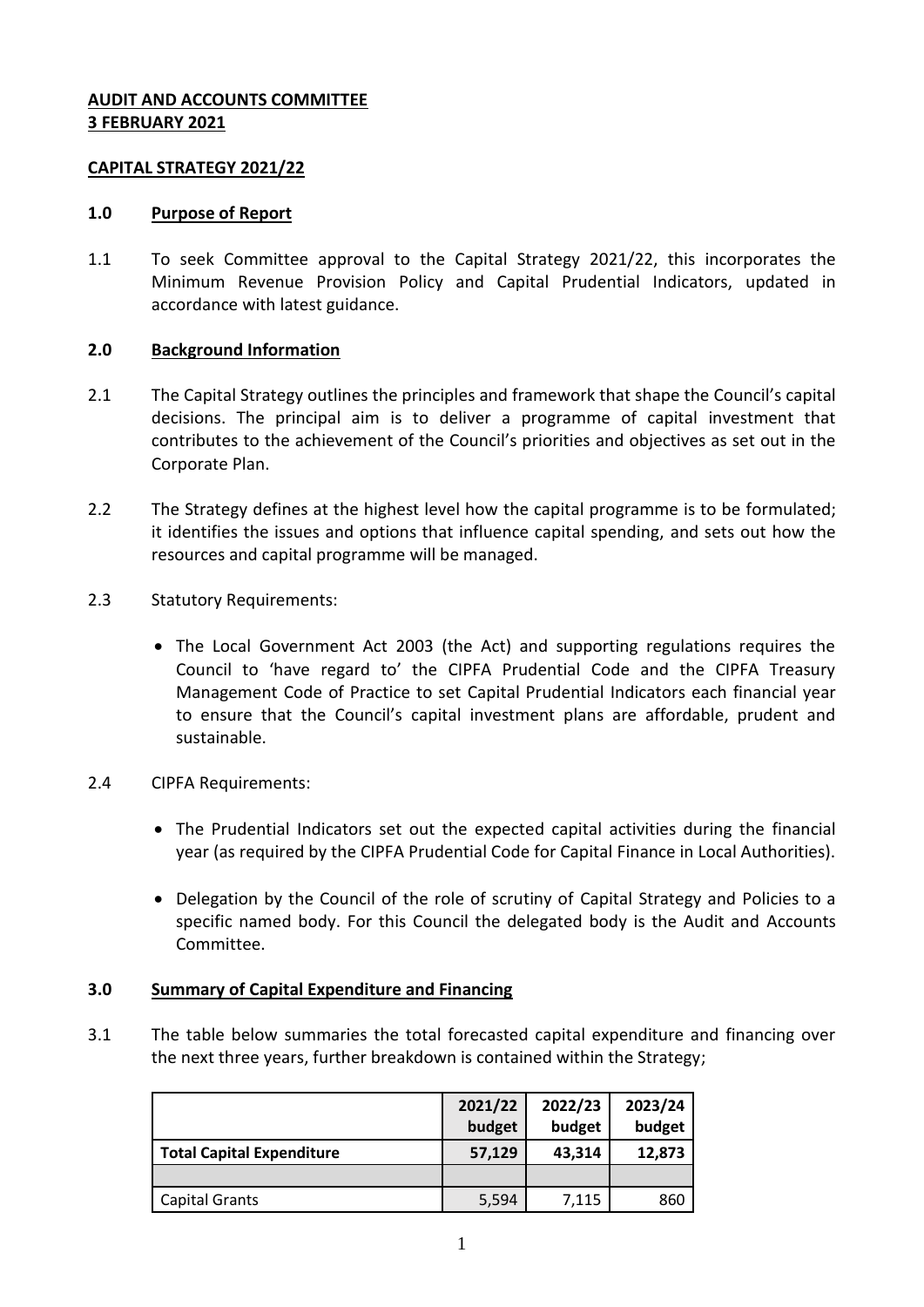**AUDIT AND ACCOUNTS COMMITTEE**
**3 FEBRUARY 2021**

**CAPITAL STRATEGY 2021/22**

## 1.0 Purpose of Report

1.1 To seek Committee approval to the Capital Strategy 2021/22, this incorporates the Minimum Revenue Provision Policy and Capital Prudential Indicators, updated in accordance with latest guidance.

## 2.0 Background Information

2.1 The Capital Strategy outlines the principles and framework that shape the Council's capital decisions. The principal aim is to deliver a programme of capital investment that contributes to the achievement of the Council's priorities and objectives as set out in the Corporate Plan.

2.2 The Strategy defines at the highest level how the capital programme is to be formulated; it identifies the issues and options that influence capital spending, and sets out how the resources and capital programme will be managed.

2.3 Statutory Requirements:

- The Local Government Act 2003 (the Act) and supporting regulations requires the Council to 'have regard to' the CIPFA Prudential Code and the CIPFA Treasury Management Code of Practice to set Capital Prudential Indicators each financial year to ensure that the Council's capital investment plans are affordable, prudent and sustainable.

2.4 CIPFA Requirements:

- The Prudential Indicators set out the expected capital activities during the financial year (as required by the CIPFA Prudential Code for Capital Finance in Local Authorities).
- Delegation by the Council of the role of scrutiny of Capital Strategy and Policies to a specific named body. For this Council the delegated body is the Audit and Accounts Committee.

## 3.0 Summary of Capital Expenditure and Financing

3.1 The table below summaries the total forecasted capital expenditure and financing over the next three years, further breakdown is contained within the Strategy;

| | 2021/22 budget | 2022/23 budget | 2023/24 budget |
|---|---|---|---|
| **Total Capital Expenditure** | **57,129** | **43,314** | **12,873** |
| | | | |
| Capital Grants | 5,594 | 7,115 | 860 |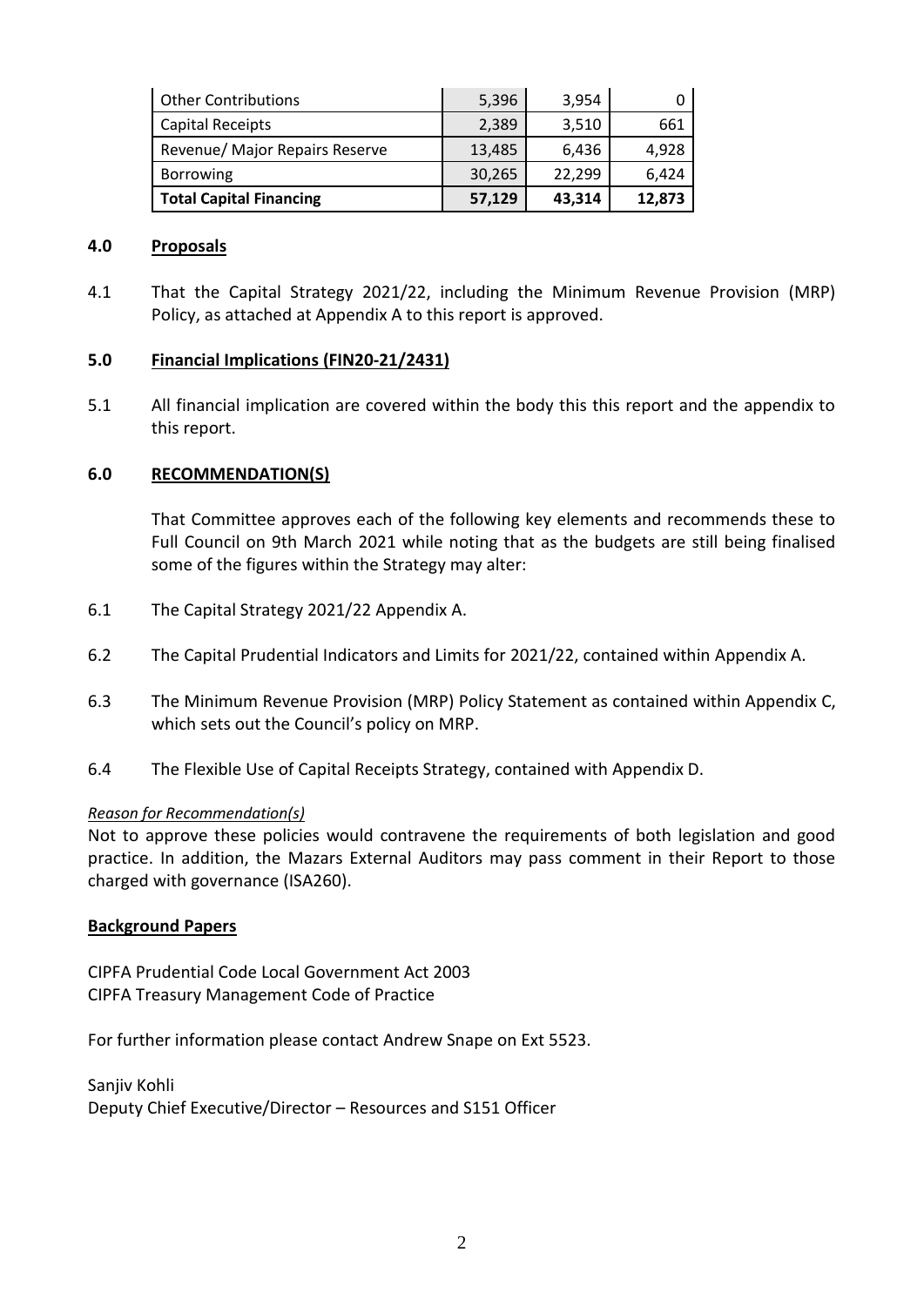| | | | |
|---|---|---|---|
| Other Contributions | 5,396 | 3,954 | 0 |
| Capital Receipts | 2,389 | 3,510 | 661 |
| Revenue/ Major Repairs Reserve | 13,485 | 6,436 | 4,928 |
| Borrowing | 30,265 | 22,299 | 6,424 |
| **Total Capital Financing** | **57,129** | **43,314** | **12,873** |

## 4.0 Proposals

4.1 That the Capital Strategy 2021/22, including the Minimum Revenue Provision (MRP) Policy, as attached at Appendix A to this report is approved.

## 5.0 Financial Implications (FIN20-21/2431)

5.1 All financial implication are covered within the body this this report and the appendix to this report.

## 6.0 RECOMMENDATION(S)

That Committee approves each of the following key elements and recommends these to Full Council on 9th March 2021 while noting that as the budgets are still being finalised some of the figures within the Strategy may alter:

6.1 The Capital Strategy 2021/22 Appendix A.

6.2 The Capital Prudential Indicators and Limits for 2021/22, contained within Appendix A.

6.3 The Minimum Revenue Provision (MRP) Policy Statement as contained within Appendix C, which sets out the Council's policy on MRP.

6.4 The Flexible Use of Capital Receipts Strategy, contained with Appendix D.

*Reason for Recommendation(s)*

Not to approve these policies would contravene the requirements of both legislation and good practice. In addition, the Mazars External Auditors may pass comment in their Report to those charged with governance (ISA260).

**Background Papers**

CIPFA Prudential Code Local Government Act 2003
CIPFA Treasury Management Code of Practice

For further information please contact Andrew Snape on Ext 5523.

Sanjiv Kohli
Deputy Chief Executive/Director – Resources and S151 Officer